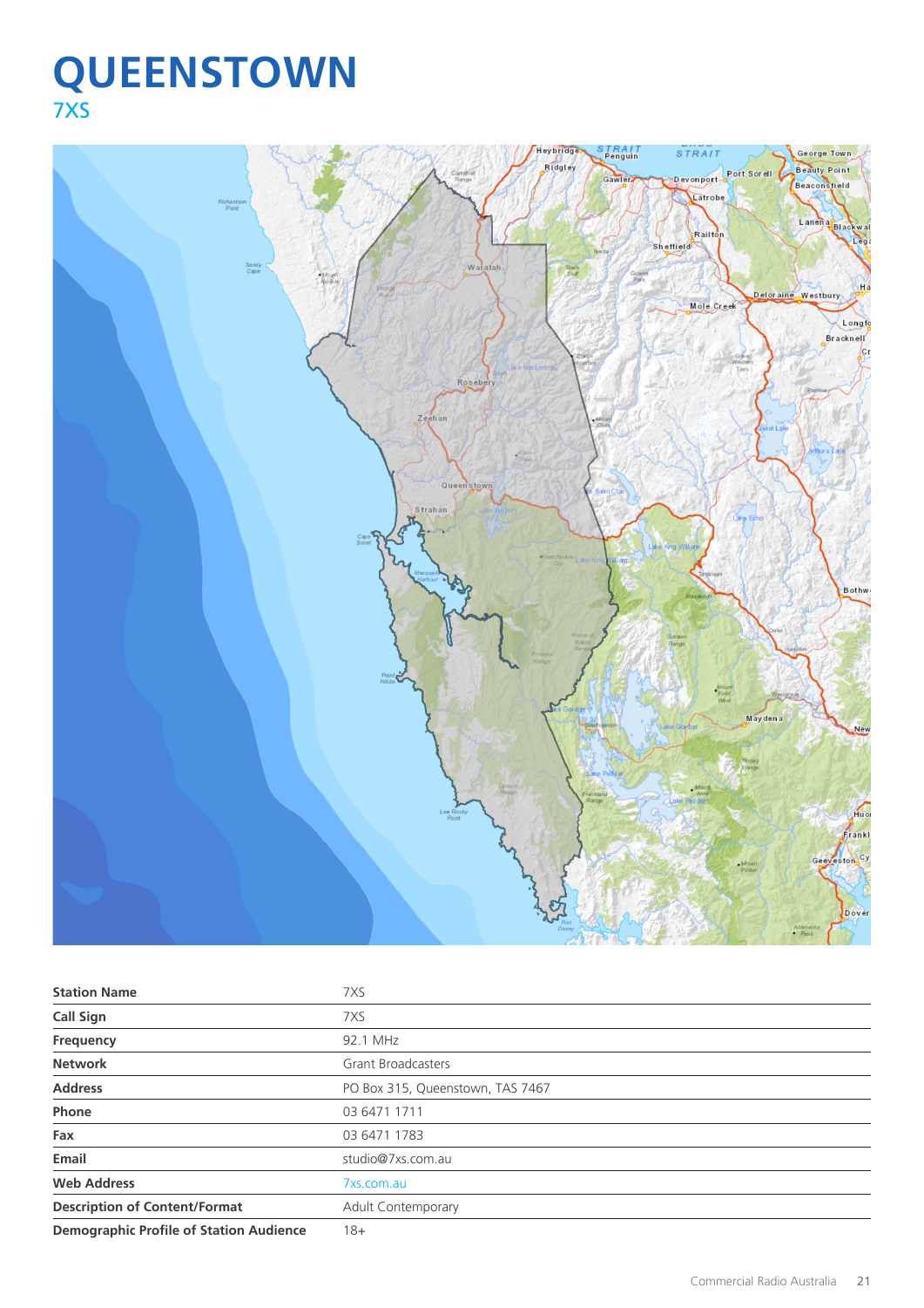# QUEENSTOWN

7XS

| Station Name | 7XS |
|---|---|
| Call Sign | 7XS |
| Frequency | 92.1 MHz |
| Network | Grant Broadcasters |
| Address | PO Box 315, Queenstown, TAS 7467 |
| Phone | 03 6471 1711 |
| Fax | 03 6471 1783 |
| Email | studio@7xs.com.au |
| Web Address | 7xs.com.au |
| Description of Content/Format | Adult Contemporary |
| Demographic Profile of Station Audience | 18+ |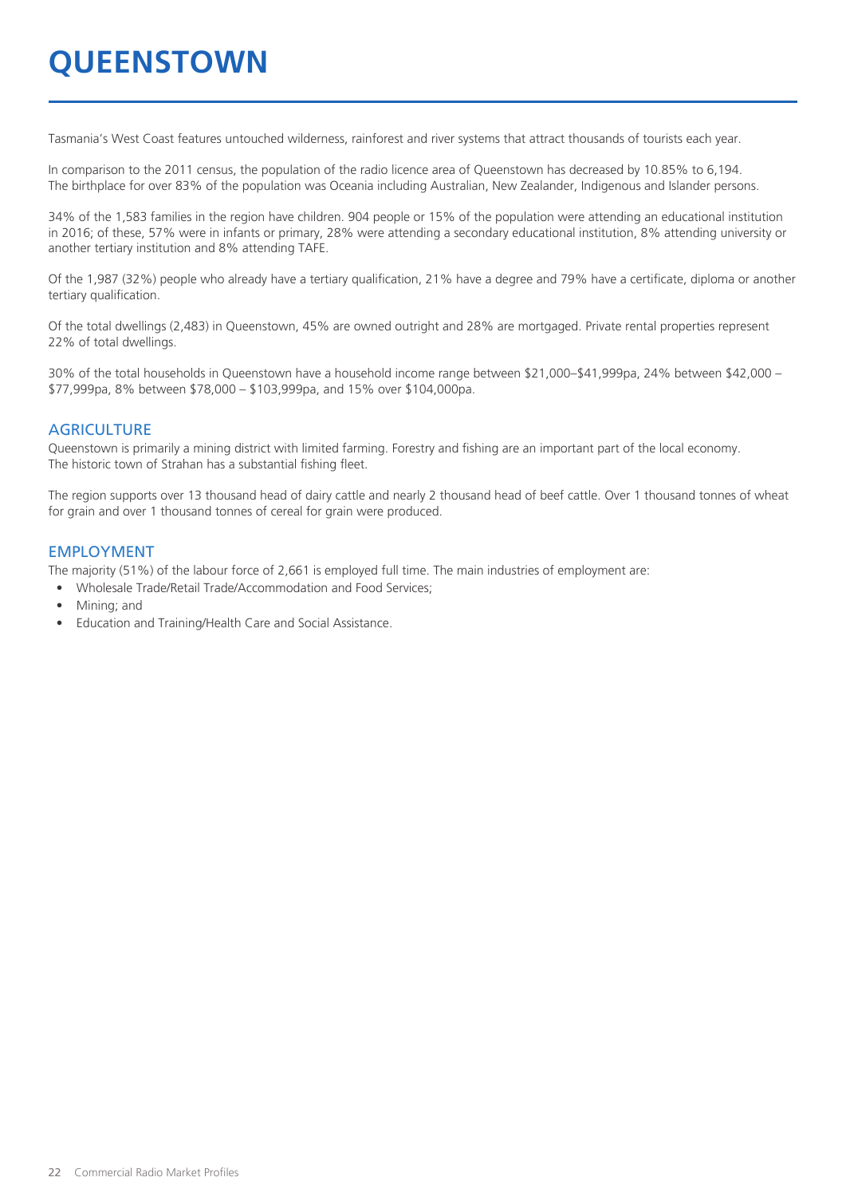# QUEENSTOWN

Tasmania's West Coast features untouched wilderness, rainforest and river systems that attract thousands of tourists each year.

In comparison to the 2011 census, the population of the radio licence area of Queenstown has decreased by 10.85% to 6,194. The birthplace for over 83% of the population was Oceania including Australian, New Zealander, Indigenous and Islander persons.

34% of the 1,583 families in the region have children. 904 people or 15% of the population were attending an educational institution in 2016; of these, 57% were in infants or primary, 28% were attending a secondary educational institution, 8% attending university or another tertiary institution and 8% attending TAFE.

Of the 1,987 (32%) people who already have a tertiary qualification, 21% have a degree and 79% have a certificate, diploma or another tertiary qualification.

Of the total dwellings (2,483) in Queenstown, 45% are owned outright and 28% are mortgaged. Private rental properties represent 22% of total dwellings.

30% of the total households in Queenstown have a household income range between $21,000–$41,999pa, 24% between $42,000 – $77,999pa, 8% between $78,000 – $103,999pa, and 15% over $104,000pa.

## AGRICULTURE

Queenstown is primarily a mining district with limited farming. Forestry and fishing are an important part of the local economy. The historic town of Strahan has a substantial fishing fleet.

The region supports over 13 thousand head of dairy cattle and nearly 2 thousand head of beef cattle. Over 1 thousand tonnes of wheat for grain and over 1 thousand tonnes of cereal for grain were produced.

## EMPLOYMENT

The majority (51%) of the labour force of 2,661 is employed full time. The main industries of employment are:

- Wholesale Trade/Retail Trade/Accommodation and Food Services;
- Mining; and
- Education and Training/Health Care and Social Assistance.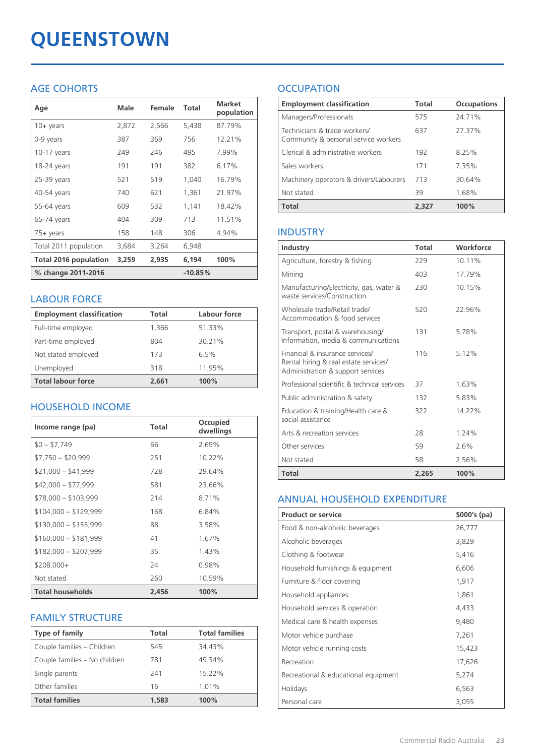# QUEENSTOWN

## AGE COHORTS

| Age | Male | Female | Total | Market population |
|---|---|---|---|---|
| 10+ years | 2,872 | 2,566 | 5,438 | 87.79% |
| 0-9 years | 387 | 369 | 756 | 12.21% |
| 10-17 years | 249 | 246 | 495 | 7.99% |
| 18-24 years | 191 | 191 | 382 | 6.17% |
| 25-39 years | 521 | 519 | 1,040 | 16.79% |
| 40-54 years | 740 | 621 | 1,361 | 21.97% |
| 55-64 years | 609 | 532 | 1,141 | 18.42% |
| 65-74 years | 404 | 309 | 713 | 11.51% |
| 75+ years | 158 | 148 | 306 | 4.94% |
| Total 2011 population | 3,684 | 3,264 | 6,948 | |
| **Total 2016 population** | **3,259** | **2,935** | **6,194** | **100%** |
| **% change 2011-2016** | | | **-10.85%** | |

## LABOUR FORCE

| Employment classification | Total | Labour force |
|---|---|---|
| Full-time employed | 1,366 | 51.33% |
| Part-time employed | 804 | 30.21% |
| Not stated employed | 173 | 6.5% |
| Unemployed | 318 | 11.95% |
| **Total labour force** | **2,661** | **100%** |

## HOUSEHOLD INCOME

| Income range (pa) | Total | Occupied dwellings |
|---|---|---|
| $0 – $7,749 | 66 | 2.69% |
| $7,750 – $20,999 | 251 | 10.22% |
| $21,000 – $41,999 | 728 | 29.64% |
| $42,000 – $77,999 | 581 | 23.66% |
| $78,000 – $103,999 | 214 | 8.71% |
| $104,000 – $129,999 | 168 | 6.84% |
| $130,000 – $155,999 | 88 | 3.58% |
| $160,000 – $181,999 | 41 | 1.67% |
| $182,000 – $207,999 | 35 | 1.43% |
| $208,000+ | 24 | 0.98% |
| Not stated | 260 | 10.59% |
| **Total households** | **2,456** | **100%** |

## FAMILY STRUCTURE

| Type of family | Total | Total families |
|---|---|---|
| Couple families – Children | 545 | 34.43% |
| Couple families – No children | 781 | 49.34% |
| Single parents | 241 | 15.22% |
| Other families | 16 | 1.01% |
| **Total families** | **1,583** | **100%** |

## OCCUPATION

| Employment classification | Total | Occupations |
|---|---|---|
| Managers/Professionals | 575 | 24.71% |
| Technicians & trade workers/ Community & personal service workers | 637 | 27.37% |
| Clerical & administrative workers | 192 | 8.25% |
| Sales workers | 171 | 7.35% |
| Machinery operators & drivers/Labourers | 713 | 30.64% |
| Not stated | 39 | 1.68% |
| **Total** | **2,327** | **100%** |

## INDUSTRY

| Industry | Total | Workforce |
|---|---|---|
| Agriculture, forestry & fishing | 229 | 10.11% |
| Mining | 403 | 17.79% |
| Manufacturing/Electricity, gas, water & waste services/Construction | 230 | 10.15% |
| Wholesale trade/Retail trade/ Accommodation & food services | 520 | 22.96% |
| Transport, postal & warehousing/ Information, media & communications | 131 | 5.78% |
| Financial & insurance services/ Rental hiring & real estate services/ Administration & support services | 116 | 5.12% |
| Professional scientific & technical services | 37 | 1.63% |
| Public administration & safety | 132 | 5.83% |
| Education & training/Health care & social assistance | 322 | 14.22% |
| Arts & recreation services | 28 | 1.24% |
| Other services | 59 | 2.6% |
| Not stated | 58 | 2.56% |
| **Total** | **2,265** | **100%** |

## ANNUAL HOUSEHOLD EXPENDITURE

| Product or service | $000's (pa) |
|---|---|
| Food & non-alcoholic beverages | 26,777 |
| Alcoholic beverages | 3,829 |
| Clothing & footwear | 5,416 |
| Household furnishings & equipment | 6,606 |
| Furniture & floor covering | 1,917 |
| Household appliances | 1,861 |
| Household services & operation | 4,433 |
| Medical care & health expenses | 9,480 |
| Motor vehicle purchase | 7,261 |
| Motor vehicle running costs | 15,423 |
| Recreation | 17,626 |
| Recreational & educational equipment | 5,274 |
| Holidays | 6,563 |
| Personal care | 3,055 |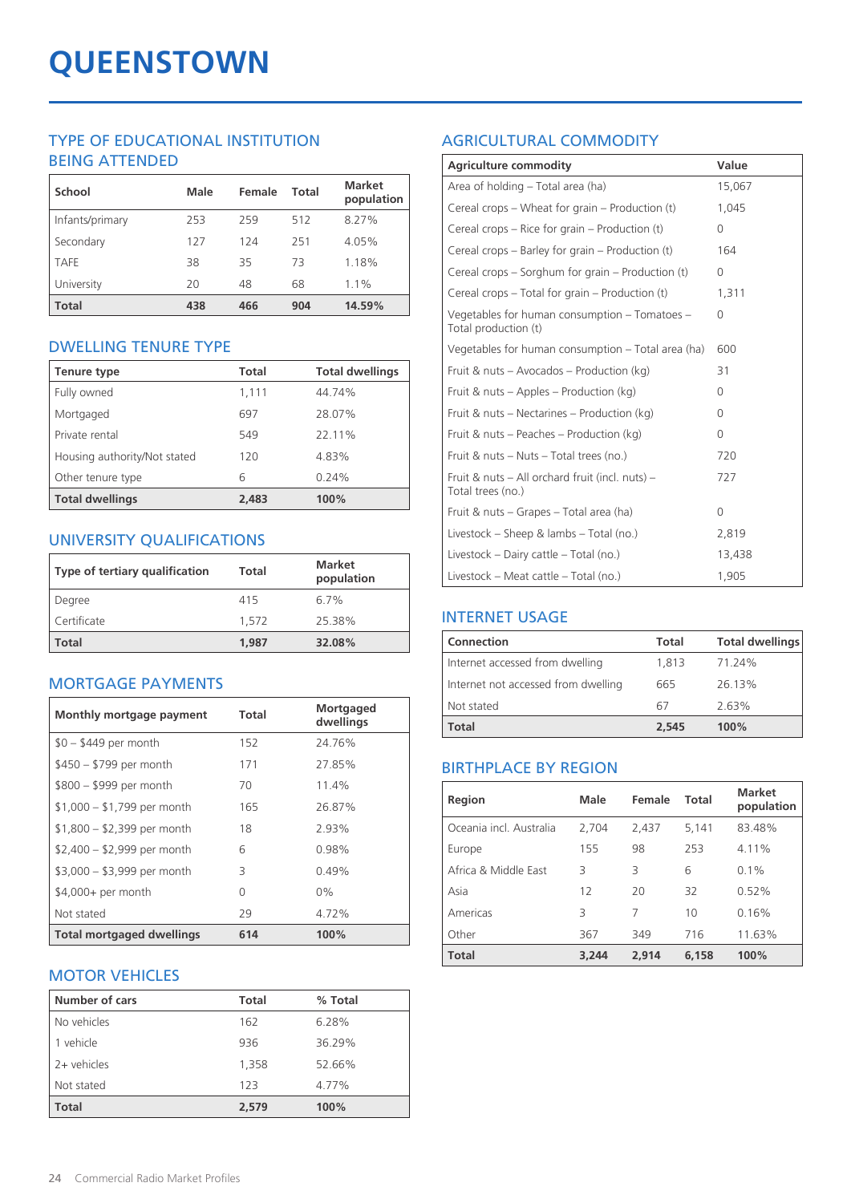# QUEENSTOWN

## TYPE OF EDUCATIONAL INSTITUTION BEING ATTENDED

| School | Male | Female | Total | Market population |
|---|---|---|---|---|
| Infants/primary | 253 | 259 | 512 | 8.27% |
| Secondary | 127 | 124 | 251 | 4.05% |
| TAFE | 38 | 35 | 73 | 1.18% |
| University | 20 | 48 | 68 | 1.1% |
| **Total** | **438** | **466** | **904** | **14.59%** |

## DWELLING TENURE TYPE

| Tenure type | Total | Total dwellings |
|---|---|---|
| Fully owned | 1,111 | 44.74% |
| Mortgaged | 697 | 28.07% |
| Private rental | 549 | 22.11% |
| Housing authority/Not stated | 120 | 4.83% |
| Other tenure type | 6 | 0.24% |
| **Total dwellings** | **2,483** | **100%** |

## UNIVERSITY QUALIFICATIONS

| Type of tertiary qualification | Total | Market population |
|---|---|---|
| Degree | 415 | 6.7% |
| Certificate | 1,572 | 25.38% |
| **Total** | **1,987** | **32.08%** |

## MORTGAGE PAYMENTS

| Monthly mortgage payment | Total | Mortgaged dwellings |
|---|---|---|
| $0 – $449 per month | 152 | 24.76% |
| $450 – $799 per month | 171 | 27.85% |
| $800 – $999 per month | 70 | 11.4% |
| $1,000 – $1,799 per month | 165 | 26.87% |
| $1,800 – $2,399 per month | 18 | 2.93% |
| $2,400 – $2,999 per month | 6 | 0.98% |
| $3,000 – $3,999 per month | 3 | 0.49% |
| $4,000+ per month | 0 | 0% |
| Not stated | 29 | 4.72% |
| **Total mortgaged dwellings** | **614** | **100%** |

## MOTOR VEHICLES

| Number of cars | Total | % Total |
|---|---|---|
| No vehicles | 162 | 6.28% |
| 1 vehicle | 936 | 36.29% |
| 2+ vehicles | 1,358 | 52.66% |
| Not stated | 123 | 4.77% |
| **Total** | **2,579** | **100%** |

## AGRICULTURAL COMMODITY

| Agriculture commodity | Value |
|---|---|
| Area of holding – Total area (ha) | 15,067 |
| Cereal crops – Wheat for grain – Production (t) | 1,045 |
| Cereal crops – Rice for grain – Production (t) | 0 |
| Cereal crops – Barley for grain – Production (t) | 164 |
| Cereal crops – Sorghum for grain – Production (t) | 0 |
| Cereal crops – Total for grain – Production (t) | 1,311 |
| Vegetables for human consumption – Tomatoes – Total production (t) | 0 |
| Vegetables for human consumption – Total area (ha) | 600 |
| Fruit & nuts – Avocados – Production (kg) | 31 |
| Fruit & nuts – Apples – Production (kg) | 0 |
| Fruit & nuts – Nectarines – Production (kg) | 0 |
| Fruit & nuts – Peaches – Production (kg) | 0 |
| Fruit & nuts – Nuts – Total trees (no.) | 720 |
| Fruit & nuts – All orchard fruit (incl. nuts) – Total trees (no.) | 727 |
| Fruit & nuts – Grapes – Total area (ha) | 0 |
| Livestock – Sheep & lambs – Total (no.) | 2,819 |
| Livestock – Dairy cattle – Total (no.) | 13,438 |
| Livestock – Meat cattle – Total (no.) | 1,905 |

## INTERNET USAGE

| Connection | Total | Total dwellings |
|---|---|---|
| Internet accessed from dwelling | 1,813 | 71.24% |
| Internet not accessed from dwelling | 665 | 26.13% |
| Not stated | 67 | 2.63% |
| **Total** | **2,545** | **100%** |

## BIRTHPLACE BY REGION

| Region | Male | Female | Total | Market population |
|---|---|---|---|---|
| Oceania incl. Australia | 2,704 | 2,437 | 5,141 | 83.48% |
| Europe | 155 | 98 | 253 | 4.11% |
| Africa & Middle East | 3 | 3 | 6 | 0.1% |
| Asia | 12 | 20 | 32 | 0.52% |
| Americas | 3 | 7 | 10 | 0.16% |
| Other | 367 | 349 | 716 | 11.63% |
| **Total** | **3,244** | **2,914** | **6,158** | **100%** |